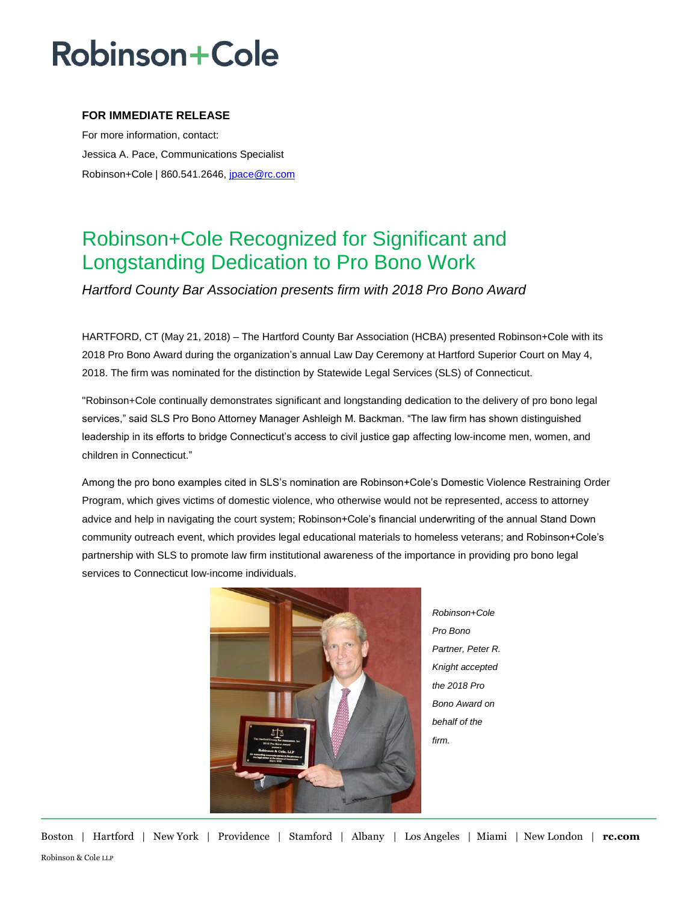# Robinson+Cole

**FOR IMMEDIATE RELEASE**

For more information, contact:

Jessica A. Pace, Communications Specialist

Robinson+Cole | 860.541.2646, [jpace@rc.com](mailto:jpace@rc.com)

## Robinson+Cole Recognized for Significant and Longstanding Dedication to Pro Bono Work

*Hartford County Bar Association presents firm with 2018 Pro Bono Award*

HARTFORD, CT (May 21, 2018) – The Hartford County Bar Association (HCBA) presented Robinson+Cole with its 2018 Pro Bono Award during the organization's annual Law Day Ceremony at Hartford Superior Court on May 4, 2018. The firm was nominated for the distinction by Statewide Legal Services (SLS) of Connecticut.

"Robinson+Cole continually demonstrates significant and longstanding dedication to the delivery of pro bono legal services," said SLS Pro Bono Attorney Manager Ashleigh M. Backman. "The law firm has shown distinguished leadership in its efforts to bridge Connecticut's access to civil justice gap affecting low-income men, women, and children in Connecticut."

Among the pro bono examples cited in SLS's nomination are Robinson+Cole's Domestic Violence Restraining Order Program, which gives victims of domestic violence, who otherwise would not be represented, access to attorney advice and help in navigating the court system; Robinson+Cole's financial underwriting of the annual Stand Down community outreach event, which provides legal educational materials to homeless veterans; and Robinson+Cole's partnership with SLS to promote law firm institutional awareness of the importance in providing pro bono legal services to Connecticut low-income individuals.

*Robinson+Cole Pro Bono Partner, Peter R. Knight accepted the 2018 Pro Bono Award on behalf of the firm.*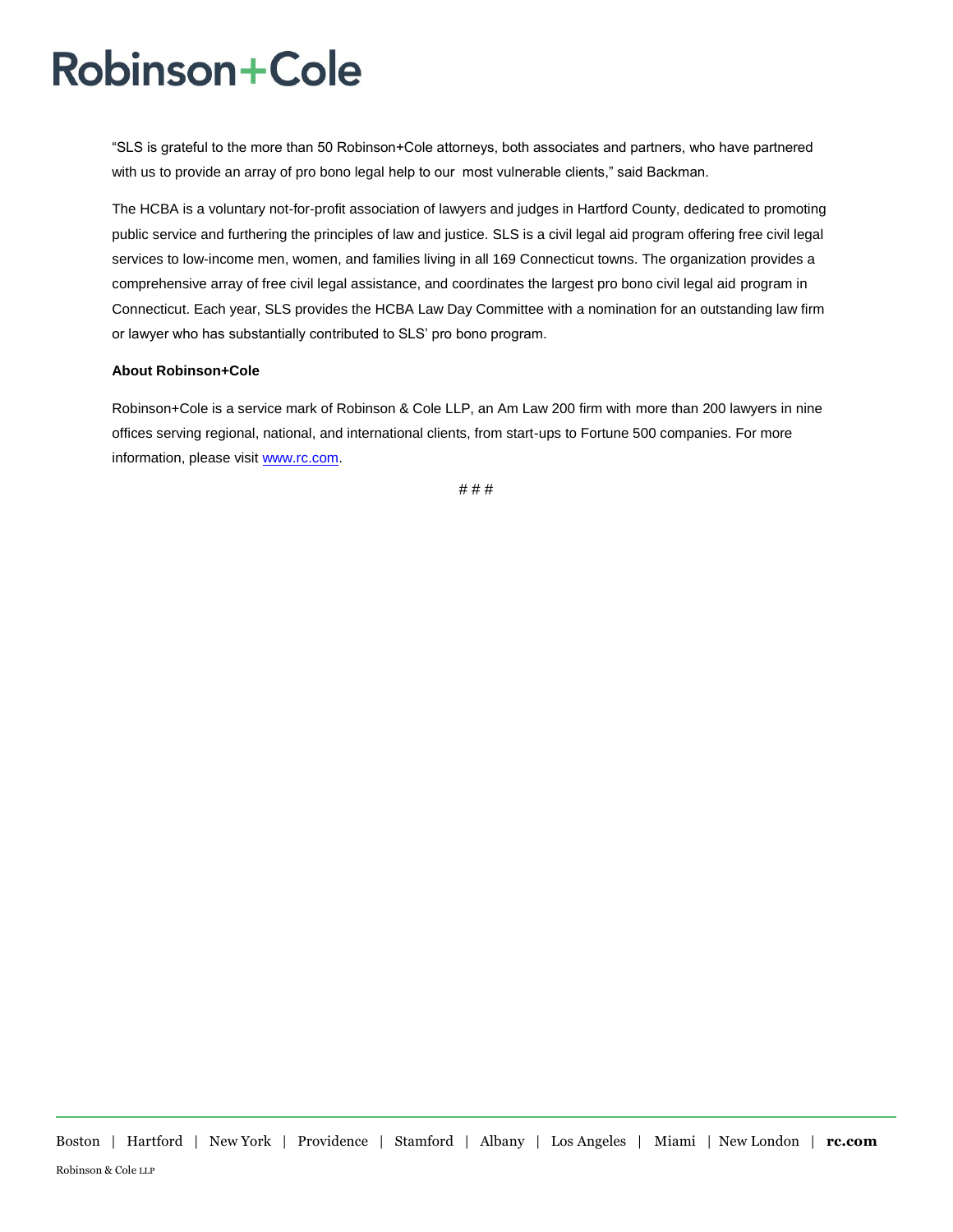"SLS is grateful to the more than 50 Robinson+Cole attorneys, both associates and partners, who have partnered with us to provide an array of pro bono legal help to our most vulnerable clients," said Backman.

The HCBA is a voluntary not-for-profit association of lawyers and judges in Hartford County, dedicated to promoting public service and furthering the principles of law and justice. SLS is a civil legal aid program offering free civil legal services to low-income men, women, and families living in all 169 Connecticut towns. The organization provides a comprehensive array of free civil legal assistance, and coordinates the largest pro bono civil legal aid program in Connecticut. Each year, SLS provides the HCBA Law Day Committee with a nomination for an outstanding law firm or lawyer who has substantially contributed to SLS' pro bono program.

**About Robinson+Cole**

Robinson+Cole is a service mark of Robinson & Cole LLP, an Am Law 200 firm with more than 200 lawyers in nine offices serving regional, national, and international clients, from start-ups to Fortune 500 companies. For more information, please visit [www.rc.com](http://www.rc.com).

# # #